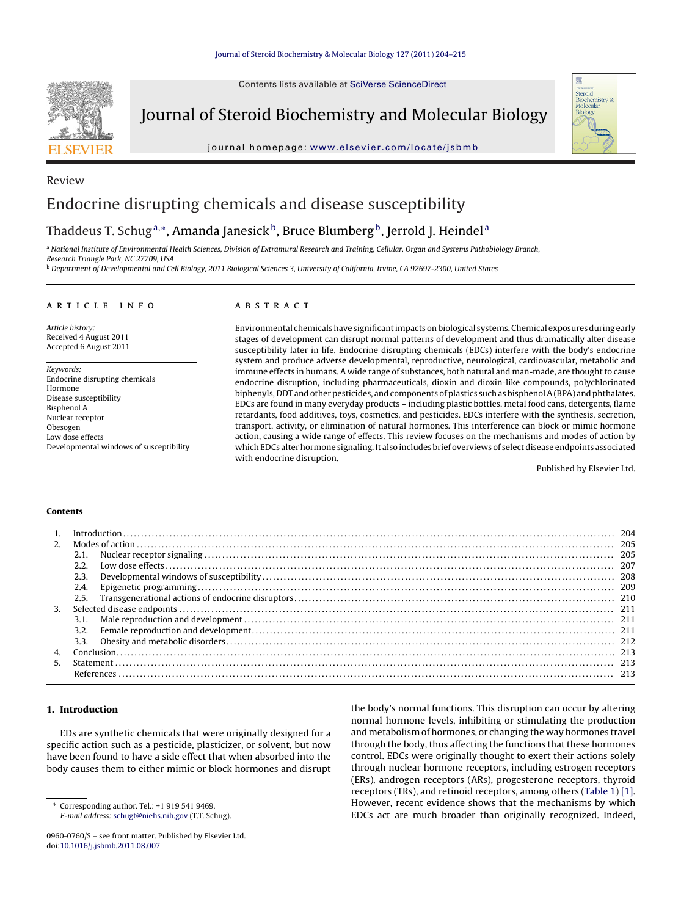Review

# Endocrine disrupting chemicals and disease susceptibility

Thaddeus T. Schug[a,*], Amanda Janesick[b], Bruce Blumberg[b], Jerrold J. Heindel[a]

[a] National Institute of Environmental Health Sciences, Division of Extramural Research and Training, Cellular, Organ and Systems Pathobiology Branch, Research Triangle Park, NC 27709, USA

[b] Department of Developmental and Cell Biology, 2011 Biological Sciences 3, University of California, Irvine, CA 92697-2300, United States

**ARTICLE INFO**

*Article history:*
Received 4 August 2011
Accepted 6 August 2011

*Keywords:*
Endocrine disrupting chemicals
Hormone
Disease susceptibility
Bisphenol A
Nuclear receptor
Obesogen
Low dose effects
Developmental windows of susceptibility

**ABSTRACT**

Environmental chemicals have significant impacts on biological systems. Chemical exposures during early stages of development can disrupt normal patterns of development and thus dramatically alter disease susceptibility later in life. Endocrine disrupting chemicals (EDCs) interfere with the body's endocrine system and produce adverse developmental, reproductive, neurological, cardiovascular, metabolic and immune effects in humans. A wide range of substances, both natural and man-made, are thought to cause endocrine disruption, including pharmaceuticals, dioxin and dioxin-like compounds, polychlorinated biphenyls, DDT and other pesticides, and components of plastics such as bisphenol A (BPA) and phthalates. EDCs are found in many everyday products – including plastic bottles, metal food cans, detergents, flame retardants, food additives, toys, cosmetics, and pesticides. EDCs interfere with the synthesis, secretion, transport, activity, or elimination of natural hormones. This interference can block or mimic hormone action, causing a wide range of effects. This review focuses on the mechanisms and modes of action by which EDCs alter hormone signaling. It also includes brief overviews of select disease endpoints associated with endocrine disruption.

Published by Elsevier Ltd.

**Contents**

1. Introduction ... 204
2. Modes of action ... 205
   - 2.1. Nuclear receptor signaling ... 205
   - 2.2. Low dose effects ... 207
   - 2.3. Developmental windows of susceptibility ... 208
   - 2.4. Epigenetic programming ... 209
   - 2.5. Transgenerational actions of endocrine disruptors ... 210
3. Selected disease endpoints ... 211
   - 3.1. Male reproduction and development ... 211
   - 3.2. Female reproduction and development ... 211
   - 3.3. Obesity and metabolic disorders ... 212
4. Conclusion ... 213
5. Statement ... 213

References ... 213

## 1. Introduction

EDs are synthetic chemicals that were originally designed for a specific action such as a pesticide, plasticizer, or solvent, but now have been found to have a side effect that when absorbed into the body causes them to either mimic or block hormones and disrupt the body's normal functions. This disruption can occur by altering normal hormone levels, inhibiting or stimulating the production and metabolism of hormones, or changing the way hormones travel through the body, thus affecting the functions that these hormones control. EDCs were originally thought to exert their actions solely through nuclear hormone receptors, including estrogen receptors (ERs), androgen receptors (ARs), progesterone receptors, thyroid receptors (TRs), and retinoid receptors, among others (Table 1) [1]. However, recent evidence shows that the mechanisms by which EDCs act are much broader than originally recognized. Indeed,

\* Corresponding author. Tel.: +1 919 541 9469.
E-mail address: schugt@niehs.nih.gov (T.T. Schug).

0960-0760/$ – see front matter. Published by Elsevier Ltd.
doi:10.1016/j.jsbmb.2011.08.007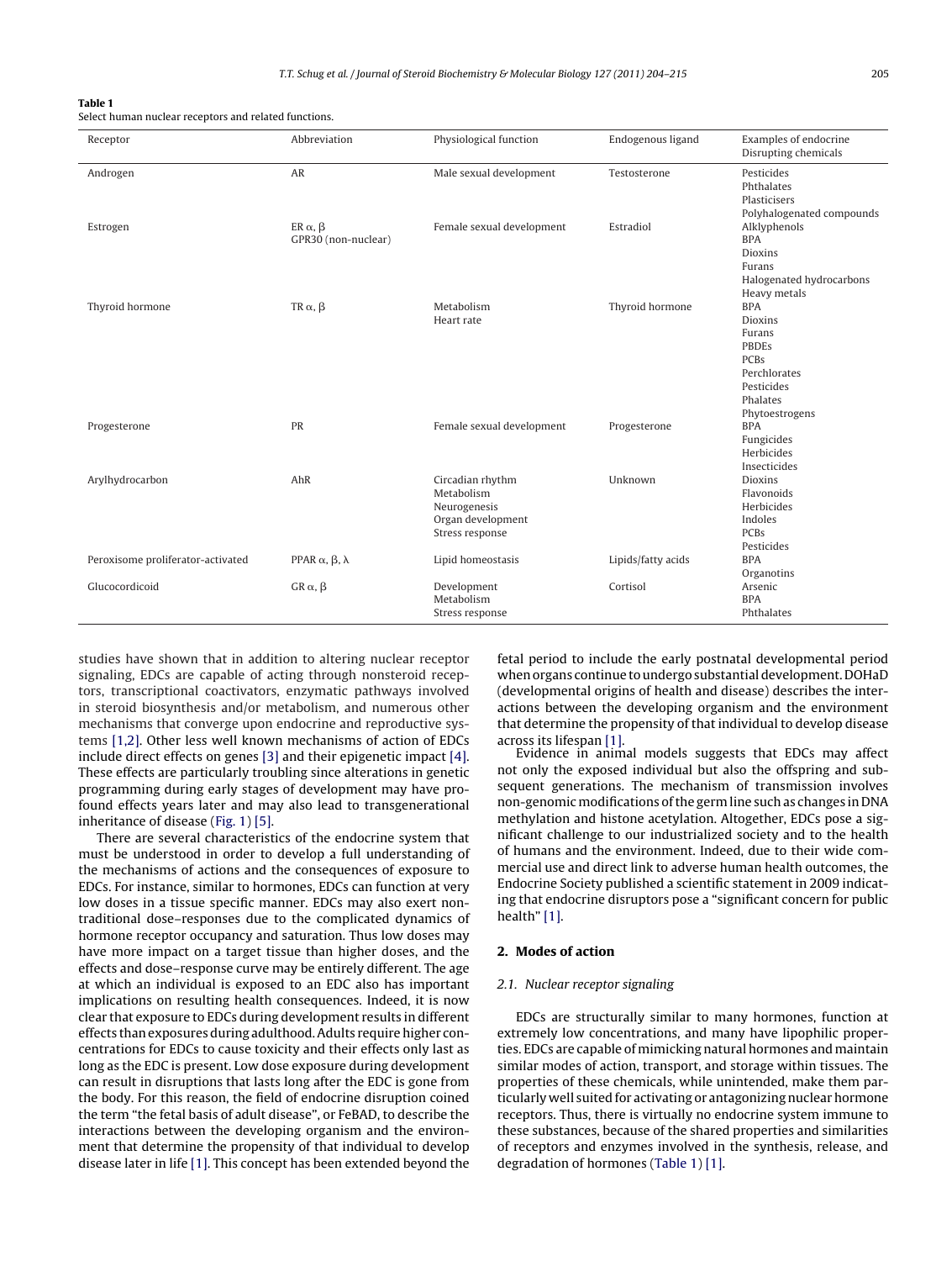**Table 1**
Select human nuclear receptors and related functions.

| Receptor | Abbreviation | Physiological function | Endogenous ligand | Examples of endocrine Disrupting chemicals |
|---|---|---|---|---|
| Androgen | AR | Male sexual development | Testosterone | Pesticides<br>Phthalates<br>Plasticisers<br>Polyhalogenated compounds |
| Estrogen | ER α, β<br>GPR30 (non-nuclear) | Female sexual development | Estradiol | Alklyphenols<br>BPA<br>Dioxins<br>Furans<br>Halogenated hydrocarbons<br>Heavy metals |
| Thyroid hormone | TR α, β | Metabolism<br>Heart rate | Thyroid hormone | BPA<br>Dioxins<br>Furans<br>PBDEs<br>PCBs<br>Perchlorates<br>Pesticides<br>Phalates<br>Phytoestrogens |
| Progesterone | PR | Female sexual development | Progesterone | BPA<br>Fungicides<br>Herbicides<br>Insecticides |
| Arylhydrocarbon | AhR | Circadian rhythm<br>Metabolism<br>Neurogenesis<br>Organ development<br>Stress response | Unknown | Dioxins<br>Flavonoids<br>Herbicides<br>Indoles<br>PCBs<br>Pesticides |
| Peroxisome proliferator-activated | PPAR α, β, λ | Lipid homeostasis | Lipids/fatty acids | BPA<br>Organotins |
| Glucocordicoid | GR α, β | Development<br>Metabolism<br>Stress response | Cortisol | Arsenic<br>BPA<br>Phthalates |

studies have shown that in addition to altering nuclear receptor signaling, EDCs are capable of acting through nonsteroid receptors, transcriptional coactivators, enzymatic pathways involved in steroid biosynthesis and/or metabolism, and numerous other mechanisms that converge upon endocrine and reproductive systems [1,2]. Other less well known mechanisms of action of EDCs include direct effects on genes [3] and their epigenetic impact [4]. These effects are particularly troubling since alterations in genetic programming during early stages of development may have profound effects years later and may also lead to transgenerational inheritance of disease (Fig. 1) [5].

There are several characteristics of the endocrine system that must be understood in order to develop a full understanding of the mechanisms of actions and the consequences of exposure to EDCs. For instance, similar to hormones, EDCs can function at very low doses in a tissue specific manner. EDCs may also exert nontraditional dose–responses due to the complicated dynamics of hormone receptor occupancy and saturation. Thus low doses may have more impact on a target tissue than higher doses, and the effects and dose–response curve may be entirely different. The age at which an individual is exposed to an EDC also has important implications on resulting health consequences. Indeed, it is now clear that exposure to EDCs during development results in different effects than exposures during adulthood. Adults require higher concentrations for EDCs to cause toxicity and their effects only last as long as the EDC is present. Low dose exposure during development can result in disruptions that lasts long after the EDC is gone from the body. For this reason, the field of endocrine disruption coined the term "the fetal basis of adult disease", or FeBAD, to describe the interactions between the developing organism and the environment that determine the propensity of that individual to develop disease later in life [1]. This concept has been extended beyond the fetal period to include the early postnatal developmental period when organs continue to undergo substantial development. DOHaD (developmental origins of health and disease) describes the interactions between the developing organism and the environment that determine the propensity of that individual to develop disease across its lifespan [1].

Evidence in animal models suggests that EDCs may affect not only the exposed individual but also the offspring and subsequent generations. The mechanism of transmission involves non-genomic modifications of the germ line such as changes in DNA methylation and histone acetylation. Altogether, EDCs pose a significant challenge to our industrialized society and to the health of humans and the environment. Indeed, due to their wide commercial use and direct link to adverse human health outcomes, the Endocrine Society published a scientific statement in 2009 indicating that endocrine disruptors pose a "significant concern for public health" [1].

## 2. Modes of action

### 2.1. Nuclear receptor signaling

EDCs are structurally similar to many hormones, function at extremely low concentrations, and many have lipophilic properties. EDCs are capable of mimicking natural hormones and maintain similar modes of action, transport, and storage within tissues. The properties of these chemicals, while unintended, make them particularly well suited for activating or antagonizing nuclear hormone receptors. Thus, there is virtually no endocrine system immune to these substances, because of the shared properties and similarities of receptors and enzymes involved in the synthesis, release, and degradation of hormones (Table 1) [1].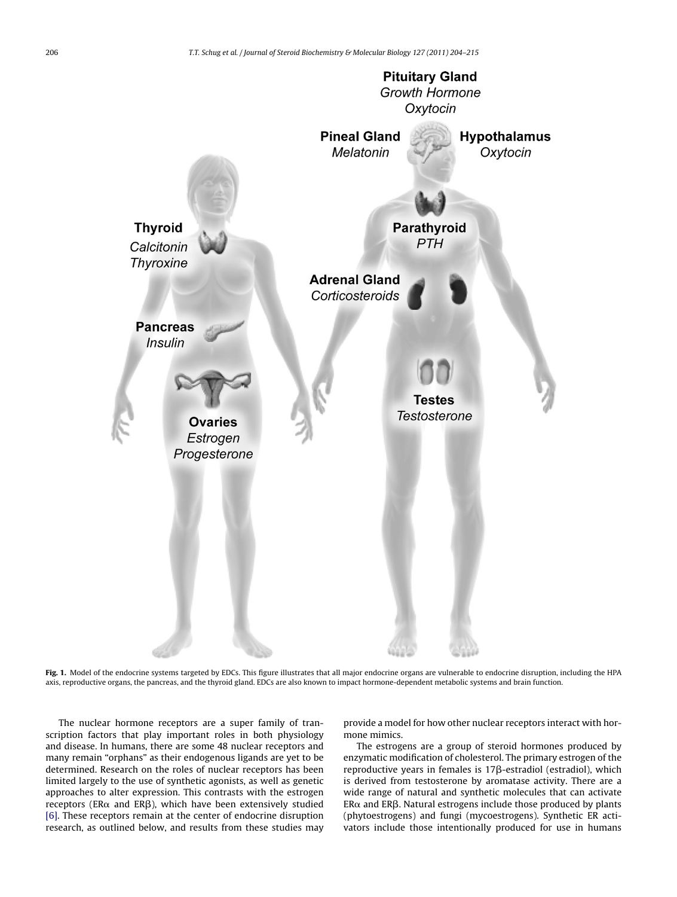**Fig. 1.** Model of the endocrine systems targeted by EDCs. This figure illustrates that all major endocrine organs are vulnerable to endocrine disruption, including the HPA axis, reproductive organs, the pancreas, and the thyroid gland. EDCs are also known to impact hormone-dependent metabolic systems and brain function.

The nuclear hormone receptors are a super family of transcription factors that play important roles in both physiology and disease. In humans, there are some 48 nuclear receptors and many remain "orphans" as their endogenous ligands are yet to be determined. Research on the roles of nuclear receptors has been limited largely to the use of synthetic agonists, as well as genetic approaches to alter expression. This contrasts with the estrogen receptors (ERα and ERβ), which have been extensively studied [6]. These receptors remain at the center of endocrine disruption research, as outlined below, and results from these studies may provide a model for how other nuclear receptors interact with hormone mimics.

The estrogens are a group of steroid hormones produced by enzymatic modification of cholesterol. The primary estrogen of the reproductive years in females is 17β-estradiol (estradiol), which is derived from testosterone by aromatase activity. There are a wide range of natural and synthetic molecules that can activate ERα and ERβ. Natural estrogens include those produced by plants (phytoestrogens) and fungi (mycoestrogens). Synthetic ER activators include those intentionally produced for use in humans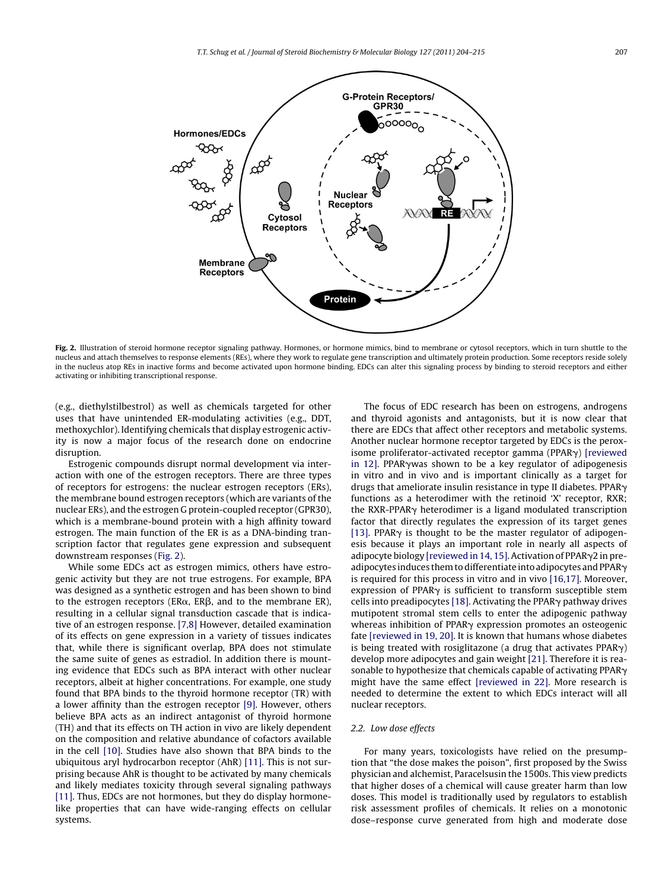G-Protein Receptors/
GPR30

Hormones/EDCs

Nuclear
Receptors

Cytosol
Receptors

RE

Membrane
Receptors

Protein

**Fig. 2.** Illustration of steroid hormone receptor signaling pathway. Hormones, or hormone mimics, bind to membrane or cytosol receptors, which in turn shuttle to the nucleus and attach themselves to response elements (REs), where they work to regulate gene transcription and ultimately protein production. Some receptors reside solely in the nucleus atop REs in inactive forms and become activated upon hormone binding. EDCs can alter this signaling process by binding to steroid receptors and either activating or inhibiting transcriptional response.

(e.g., diethylstilbestrol) as well as chemicals targeted for other uses that have unintended ER-modulating activities (e.g., DDT, methoxychlor). Identifying chemicals that display estrogenic activity is now a major focus of the research done on endocrine disruption.

Estrogenic compounds disrupt normal development via interaction with one of the estrogen receptors. There are three types of receptors for estrogens: the nuclear estrogen receptors (ERs), the membrane bound estrogen receptors (which are variants of the nuclear ERs), and the estrogen G protein-coupled receptor (GPR30), which is a membrane-bound protein with a high affinity toward estrogen. The main function of the ER is as a DNA-binding transcription factor that regulates gene expression and subsequent downstream responses (Fig. 2).

While some EDCs act as estrogen mimics, others have estrogenic activity but they are not true estrogens. For example, BPA was designed as a synthetic estrogen and has been shown to bind to the estrogen receptors (ERα, ERβ, and to the membrane ER), resulting in a cellular signal transduction cascade that is indicative of an estrogen response. [7,8] However, detailed examination of its effects on gene expression in a variety of tissues indicates that, while there is significant overlap, BPA does not stimulate the same suite of genes as estradiol. In addition there is mounting evidence that EDCs such as BPA interact with other nuclear receptors, albeit at higher concentrations. For example, one study found that BPA binds to the thyroid hormone receptor (TR) with a lower affinity than the estrogen receptor [9]. However, others believe BPA acts as an indirect antagonist of thyroid hormone (TH) and that its effects on TH action in vivo are likely dependent on the composition and relative abundance of cofactors available in the cell [10]. Studies have also shown that BPA binds to the ubiquitous aryl hydrocarbon receptor (AhR) [11]. This is not surprising because AhR is thought to be activated by many chemicals and likely mediates toxicity through several signaling pathways [11]. Thus, EDCs are not hormones, but they do display hormone-like properties that can have wide-ranging effects on cellular systems.

The focus of EDC research has been on estrogens, androgens and thyroid agonists and antagonists, but it is now clear that there are EDCs that affect other receptors and metabolic systems. Another nuclear hormone receptor targeted by EDCs is the peroxisome proliferator-activated receptor gamma (PPARγ) [reviewed in 12]. PPARγwas shown to be a key regulator of adipogenesis in vitro and in vivo and is important clinically as a target for drugs that ameliorate insulin resistance in type II diabetes. PPARγ functions as a heterodimer with the retinoid 'X' receptor, RXR; the RXR-PPARγ heterodimer is a ligand modulated transcription factor that directly regulates the expression of its target genes [13]. PPARγ is thought to be the master regulator of adipogenesis because it plays an important role in nearly all aspects of adipocyte biology [reviewed in 14, 15]. Activation of PPARγ2 in pre-adipocytes induces them to differentiate into adipocytes and PPARγ is required for this process in vitro and in vivo [16,17]. Moreover, expression of PPARγ is sufficient to transform susceptible stem cells into preadipocytes [18]. Activating the PPARγ pathway drives mutipotent stromal stem cells to enter the adipogenic pathway whereas inhibition of PPARγ expression promotes an osteogenic fate [reviewed in 19, 20]. It is known that humans whose diabetes is being treated with rosiglitazone (a drug that activates PPARγ) develop more adipocytes and gain weight [21]. Therefore it is reasonable to hypothesize that chemicals capable of activating PPARγ might have the same effect [reviewed in 22]. More research is needed to determine the extent to which EDCs interact will all nuclear receptors.

### 2.2. Low dose effects

For many years, toxicologists have relied on the presumption that "the dose makes the poison", first proposed by the Swiss physician and alchemist, Paracelsusin the 1500s. This view predicts that higher doses of a chemical will cause greater harm than low doses. This model is traditionally used by regulators to establish risk assessment profiles of chemicals. It relies on a monotonic dose–response curve generated from high and moderate dose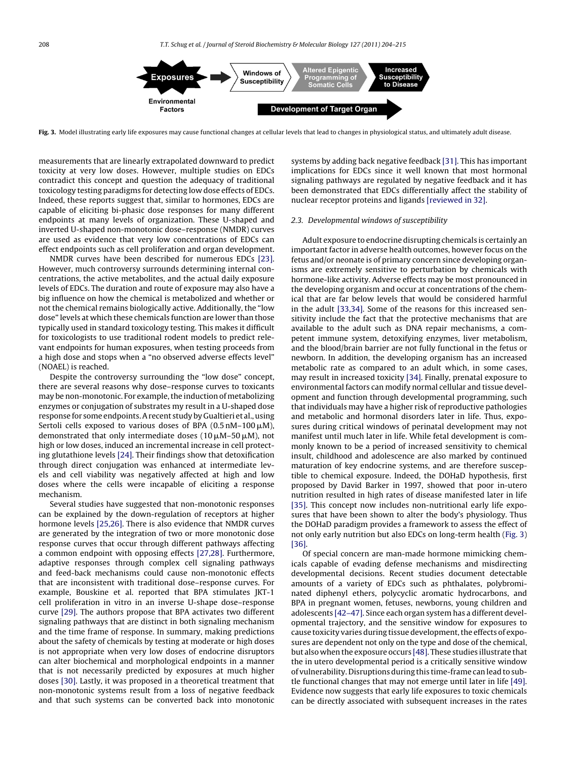Exposures

Environmental Factors

Windows of Susceptibility

Altered Epigentic Programming of Somatic Cells

Increased Susceptibility to Disease

Development of Target Organ

**Fig. 3.** Model illustrating early life exposures may cause functional changes at cellular levels that lead to changes in physiological status, and ultimately adult disease.

measurements that are linearly extrapolated downward to predict toxicity at very low doses. However, multiple studies on EDCs contradict this concept and question the adequacy of traditional toxicology testing paradigms for detecting low dose effects of EDCs. Indeed, these reports suggest that, similar to hormones, EDCs are capable of eliciting bi-phasic dose responses for many different endpoints at many levels of organization. These U-shaped and inverted U-shaped non-monotonic dose–response (NMDR) curves are used as evidence that very low concentrations of EDCs can effect endpoints such as cell proliferation and organ development.

NMDR curves have been described for numerous EDCs [23]. However, much controversy surrounds determining internal concentrations, the active metabolites, and the actual daily exposure levels of EDCs. The duration and route of exposure may also have a big influence on how the chemical is metabolized and whether or not the chemical remains biologically active. Additionally, the "low dose" levels at which these chemicals function are lower than those typically used in standard toxicology testing. This makes it difficult for toxicologists to use traditional rodent models to predict relevant endpoints for human exposures, when testing proceeds from a high dose and stops when a "no observed adverse effects level" (NOAEL) is reached.

Despite the controversy surrounding the "low dose" concept, there are several reasons why dose–response curves to toxicants may be non-monotonic. For example, the induction of metabolizing enzymes or conjugation of substrates my result in a U-shaped dose response for some endpoints. A recent study by Gualtieri et al., using Sertoli cells exposed to various doses of BPA (0.5 nM–100 μM), demonstrated that only intermediate doses (10 μM–50 μM), not high or low doses, induced an incremental increase in cell protecting glutathione levels [24]. Their findings show that detoxification through direct conjugation was enhanced at intermediate levels and cell viability was negatively affected at high and low doses where the cells were incapable of eliciting a response mechanism.

Several studies have suggested that non-monotonic responses can be explained by the down-regulation of receptors at higher hormone levels [25,26]. There is also evidence that NMDR curves are generated by the integration of two or more monotonic dose response curves that occur through different pathways affecting a common endpoint with opposing effects [27,28]. Furthermore, adaptive responses through complex cell signaling pathways and feed-back mechanisms could cause non-monotonic effects that are inconsistent with traditional dose–response curves. For example, Bouskine et al. reported that BPA stimulates JKT-1 cell proliferation in vitro in an inverse U-shape dose–response curve [29]. The authors propose that BPA activates two different signaling pathways that are distinct in both signaling mechanism and the time frame of response. In summary, making predictions about the safety of chemicals by testing at moderate or high doses is not appropriate when very low doses of endocrine disruptors can alter biochemical and morphological endpoints in a manner that is not necessarily predicted by exposures at much higher doses [30]. Lastly, it was proposed in a theoretical treatment that non-monotonic systems result from a loss of negative feedback and that such systems can be converted back into monotonic systems by adding back negative feedback [31]. This has important implications for EDCs since it well known that most hormonal signaling pathways are regulated by negative feedback and it has been demonstrated that EDCs differentially affect the stability of nuclear receptor proteins and ligands [reviewed in 32].

### 2.3. Developmental windows of susceptibility

Adult exposure to endocrine disrupting chemicals is certainly an important factor in adverse health outcomes, however focus on the fetus and/or neonate is of primary concern since developing organisms are extremely sensitive to perturbation by chemicals with hormone-like activity. Adverse effects may be most pronounced in the developing organism and occur at concentrations of the chemical that are far below levels that would be considered harmful in the adult [33,34]. Some of the reasons for this increased sensitivity include the fact that the protective mechanisms that are available to the adult such as DNA repair mechanisms, a competent immune system, detoxifying enzymes, liver metabolism, and the blood/brain barrier are not fully functional in the fetus or newborn. In addition, the developing organism has an increased metabolic rate as compared to an adult which, in some cases, may result in increased toxicity [34]. Finally, prenatal exposure to environmental factors can modify normal cellular and tissue development and function through developmental programming, such that individuals may have a higher risk of reproductive pathologies and metabolic and hormonal disorders later in life. Thus, exposures during critical windows of perinatal development may not manifest until much later in life. While fetal development is commonly known to be a period of increased sensitivity to chemical insult, childhood and adolescence are also marked by continued maturation of key endocrine systems, and are therefore susceptible to chemical exposure. Indeed, the DOHaD hypothesis, first proposed by David Barker in 1997, showed that poor in-utero nutrition resulted in high rates of disease manifested later in life [35]. This concept now includes non-nutritional early life exposures that have been shown to alter the body's physiology. Thus the DOHaD paradigm provides a framework to assess the effect of not only early nutrition but also EDCs on long-term health (Fig. 3) [36].

Of special concern are man-made hormone mimicking chemicals capable of evading defense mechanisms and misdirecting developmental decisions. Recent studies document detectable amounts of a variety of EDCs such as phthalates, polybrominated diphenyl ethers, polycyclic aromatic hydrocarbons, and BPA in pregnant women, fetuses, newborns, young children and adolescents [42–47]. Since each organ system has a different developmental trajectory, and the sensitive window for exposures to cause toxicity varies during tissue development, the effects of exposures are dependent not only on the type and dose of the chemical, but also when the exposure occurs [48]. These studies illustrate that the in utero developmental period is a critically sensitive window of vulnerability. Disruptions during this time-frame can lead to subtle functional changes that may not emerge until later in life [49]. Evidence now suggests that early life exposures to toxic chemicals can be directly associated with subsequent increases in the rates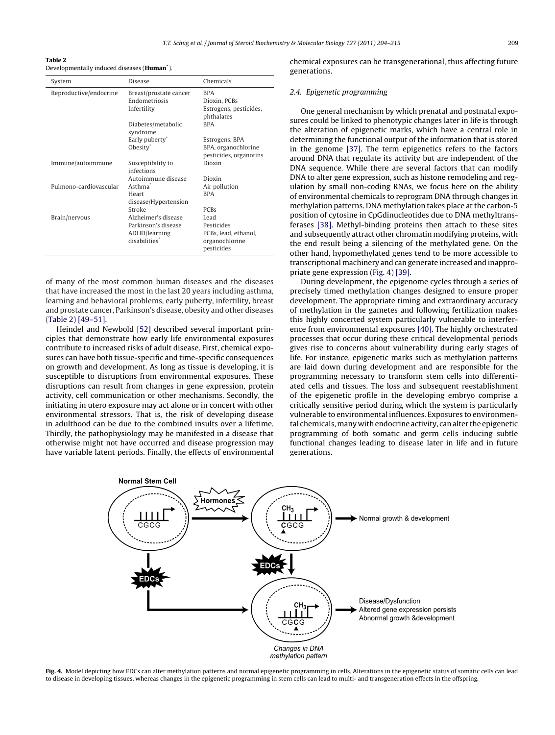**Table 2**
Developmentally induced diseases (**Human**\*).

| System | Disease | Chemicals |
|---|---|---|
| Reproductive/endocrine | Breast/prostate cancer | BPA |
| | Endometriosis | Dioxin, PCBs |
| | Infertility | Estrogens, pesticides, phthalates |
| | Diabetes/metabolic syndrome | BPA |
| | Early puberty\* | Estrogens, BPA |
| | Obesity\* | BPA, organochlorine pesticides, organotins |
| Immune/autoimmune | Susceptibility to infections | Dioxin |
| | Autoimmune disease | Dioxin |
| Pulmono-cardiovascular | Asthma\* | Air pollution |
| | Heart disease/Hypertension | BPA |
| | Stroke | PCBs |
| Brain/nervous | Alzheimer's disease | Lead |
| | Parkinson's disease | Pesticides |
| | ADHD/learning disabilities\* | PCBs, lead, ethanol, organochlorine pesticides |

of many of the most common human diseases and the diseases that have increased the most in the last 20 years including asthma, learning and behavioral problems, early puberty, infertility, breast and prostate cancer, Parkinson's disease, obesity and other diseases (Table 2) [49–51].

Heindel and Newbold [52] described several important principles that demonstrate how early life environmental exposures contribute to increased risks of adult disease. First, chemical exposures can have both tissue-specific and time-specific consequences on growth and development. As long as tissue is developing, it is susceptible to disruptions from environmental exposures. These disruptions can result from changes in gene expression, protein activity, cell communication or other mechanisms. Secondly, the initiating in utero exposure may act alone or in concert with other environmental stressors. That is, the risk of developing disease in adulthood can be due to the combined insults over a lifetime. Thirdly, the pathophysiology may be manifested in a disease that otherwise might not have occurred and disease progression may have variable latent periods. Finally, the effects of environmental chemical exposures can be transgenerational, thus affecting future generations.

### 2.4. Epigenetic programming

One general mechanism by which prenatal and postnatal exposures could be linked to phenotypic changes later in life is through the alteration of epigenetic marks, which have a central role in determining the functional output of the information that is stored in the genome [37]. The term epigenetics refers to the factors around DNA that regulate its activity but are independent of the DNA sequence. While there are several factors that can modify DNA to alter gene expression, such as histone remodeling and regulation by small non-coding RNAs, we focus here on the ability of environmental chemicals to reprogram DNA through changes in methylation patterns. DNA methylation takes place at the carbon-5 position of cytosine in CpGdinucleotides due to DNA methyltransferases [38]. Methyl-binding proteins then attach to these sites and subsequently attract other chromatin modifying proteins, with the end result being a silencing of the methylated gene. On the other hand, hypomethylated genes tend to be more accessible to transcriptional machinery and can generate increased and inappropriate gene expression (Fig. 4) [39].

During development, the epigenome cycles through a series of precisely timed methylation changes designed to ensure proper development. The appropriate timing and extraordinary accuracy of methylation in the gametes and following fertilization makes this highly concerted system particularly vulnerable to interference from environmental exposures [40]. The highly orchestrated processes that occur during these critical developmental periods gives rise to concerns about vulnerability during early stages of life. For instance, epigenetic marks such as methylation patterns are laid down during development and are responsible for the programming necessary to transform stem cells into differentiated cells and tissues. The loss and subsequent reestablishment of the epigenetic profile in the developing embryo comprise a critically sensitive period during which the system is particularly vulnerable to environmental influences. Exposures to environmental chemicals, many with endocrine activity, can alter the epigenetic programming of both somatic and germ cells inducing subtle functional changes leading to disease later in life and in future generations.

Normal Stem Cell
Hormones
CGCG
$CH_3$
CGCG
Normal growth & development
EDCs
EDCs
$CH_3$
CGCG
Disease/Dysfunction
Altered gene expression persists
Abnormal growth &development
Changes in DNA methylation pattern

**Fig. 4.** Model depicting how EDCs can alter methylation patterns and normal epigenetic programming in cells. Alterations in the epigenetic status of somatic cells can lead to disease in developing tissues, whereas changes in the epigenetic programming in stem cells can lead to multi- and transgeneration effects in the offspring.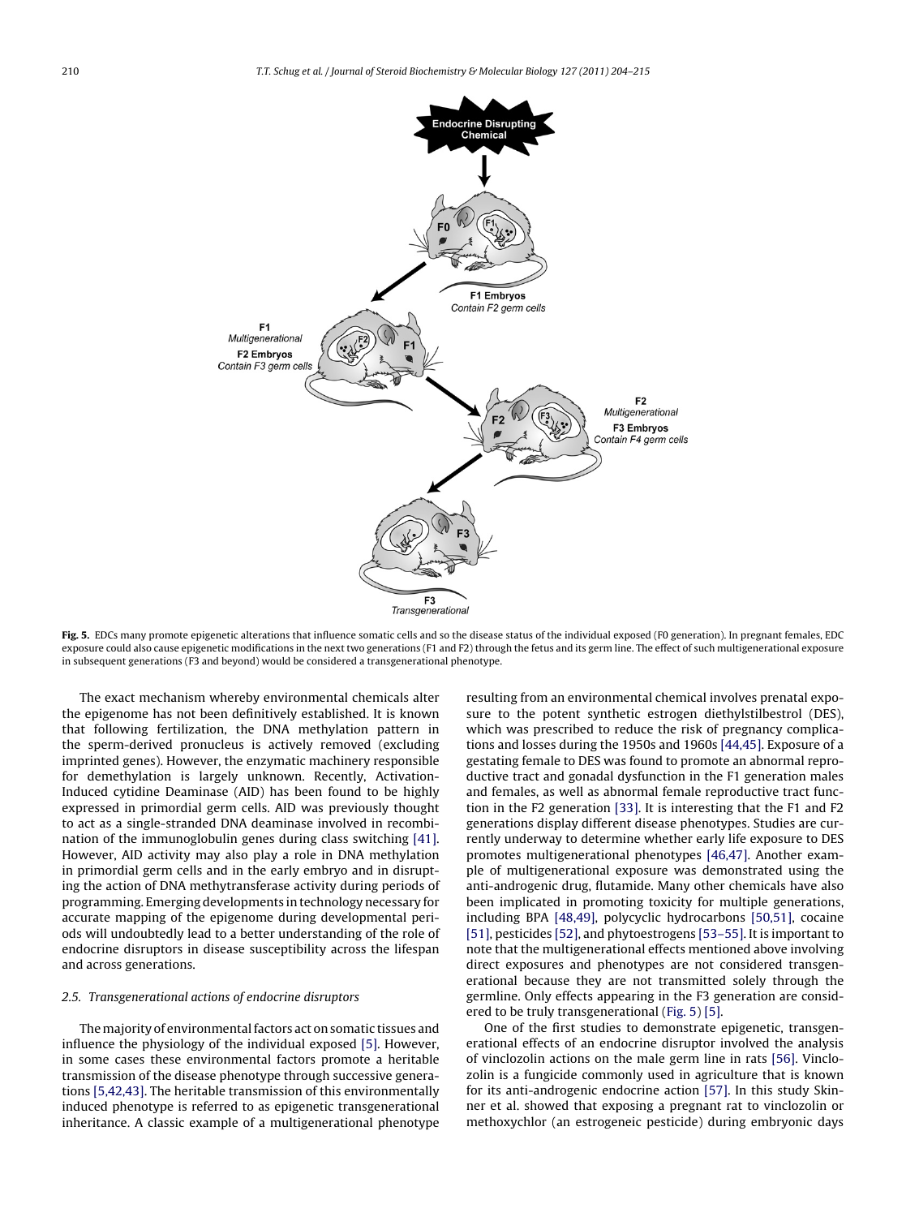**Fig. 5.** EDCs many promote epigenetic alterations that influence somatic cells and so the disease status of the individual exposed (F0 generation). In pregnant females, EDC exposure could also cause epigenetic modifications in the next two generations (F1 and F2) through the fetus and its germ line. The effect of such multigenerational exposure in subsequent generations (F3 and beyond) would be considered a transgenerational phenotype.

The exact mechanism whereby environmental chemicals alter the epigenome has not been definitively established. It is known that following fertilization, the DNA methylation pattern in the sperm-derived pronucleus is actively removed (excluding imprinted genes). However, the enzymatic machinery responsible for demethylation is largely unknown. Recently, Activation-Induced cytidine Deaminase (AID) has been found to be highly expressed in primordial germ cells. AID was previously thought to act as a single-stranded DNA deaminase involved in recombination of the immunoglobulin genes during class switching [41]. However, AID activity may also play a role in DNA methylation in primordial germ cells and in the early embryo and in disrupting the action of DNA methytransferase activity during periods of programming. Emerging developments in technology necessary for accurate mapping of the epigenome during developmental periods will undoubtedly lead to a better understanding of the role of endocrine disruptors in disease susceptibility across the lifespan and across generations.

### 2.5. Transgenerational actions of endocrine disruptors

The majority of environmental factors act on somatic tissues and influence the physiology of the individual exposed [5]. However, in some cases these environmental factors promote a heritable transmission of the disease phenotype through successive generations [5,42,43]. The heritable transmission of this environmentally induced phenotype is referred to as epigenetic transgenerational inheritance. A classic example of a multigenerational phenotype resulting from an environmental chemical involves prenatal exposure to the potent synthetic estrogen diethylstilbestrol (DES), which was prescribed to reduce the risk of pregnancy complications and losses during the 1950s and 1960s [44,45]. Exposure of a gestating female to DES was found to promote an abnormal reproductive tract and gonadal dysfunction in the F1 generation males and females, as well as abnormal female reproductive tract function in the F2 generation [33]. It is interesting that the F1 and F2 generations display different disease phenotypes. Studies are currently underway to determine whether early life exposure to DES promotes multigenerational phenotypes [46,47]. Another example of multigenerational exposure was demonstrated using the anti-androgenic drug, flutamide. Many other chemicals have also been implicated in promoting toxicity for multiple generations, including BPA [48,49], polycyclic hydrocarbons [50,51], cocaine [51], pesticides [52], and phytoestrogens [53–55]. It is important to note that the multigenerational effects mentioned above involving direct exposures and phenotypes are not considered transgenerational because they are not transmitted solely through the germline. Only effects appearing in the F3 generation are considered to be truly transgenerational (Fig. 5) [5].

One of the first studies to demonstrate epigenetic, transgenerational effects of an endocrine disruptor involved the analysis of vinclozolin actions on the male germ line in rats [56]. Vinclozolin is a fungicide commonly used in agriculture that is known for its anti-androgenic endocrine action [57]. In this study Skinner et al. showed that exposing a pregnant rat to vinclozolin or methoxychlor (an estrogeneic pesticide) during embryonic days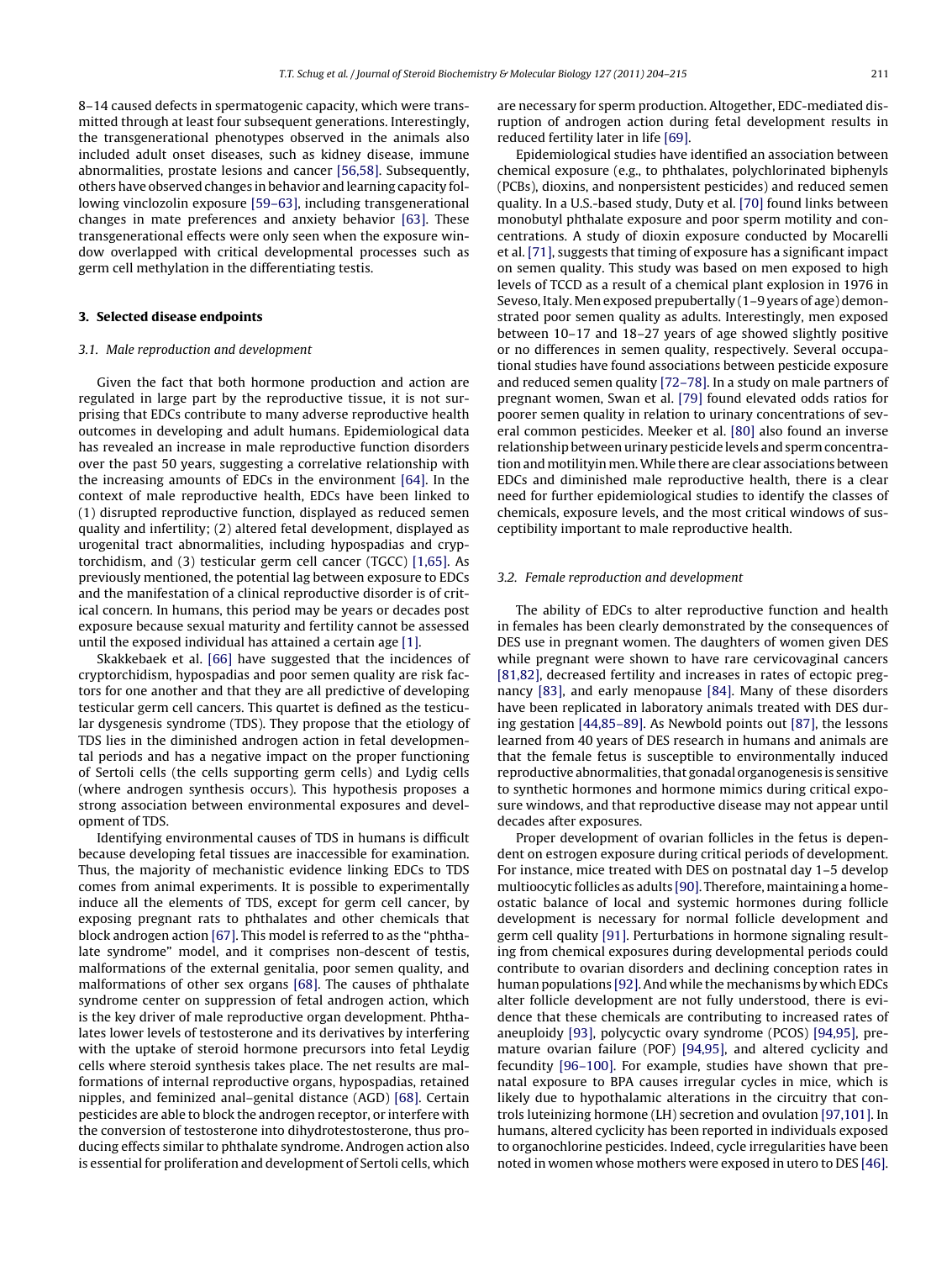8–14 caused defects in spermatogenic capacity, which were transmitted through at least four subsequent generations. Interestingly, the transgenerational phenotypes observed in the animals also included adult onset diseases, such as kidney disease, immune abnormalities, prostate lesions and cancer [56,58]. Subsequently, others have observed changes in behavior and learning capacity following vinclozolin exposure [59–63], including transgenerational changes in mate preferences and anxiety behavior [63]. These transgenerational effects were only seen when the exposure window overlapped with critical developmental processes such as germ cell methylation in the differentiating testis.

## 3. Selected disease endpoints

### 3.1. Male reproduction and development

Given the fact that both hormone production and action are regulated in large part by the reproductive tissue, it is not surprising that EDCs contribute to many adverse reproductive health outcomes in developing and adult humans. Epidemiological data has revealed an increase in male reproductive function disorders over the past 50 years, suggesting a correlative relationship with the increasing amounts of EDCs in the environment [64]. In the context of male reproductive health, EDCs have been linked to (1) disrupted reproductive function, displayed as reduced semen quality and infertility; (2) altered fetal development, displayed as urogenital tract abnormalities, including hypospadias and cryptorchidism, and (3) testicular germ cell cancer (TGCC) [1,65]. As previously mentioned, the potential lag between exposure to EDCs and the manifestation of a clinical reproductive disorder is of critical concern. In humans, this period may be years or decades post exposure because sexual maturity and fertility cannot be assessed until the exposed individual has attained a certain age [1].

Skakkebaek et al. [66] have suggested that the incidences of cryptorchidism, hypospadias and poor semen quality are risk factors for one another and that they are all predictive of developing testicular germ cell cancers. This quartet is defined as the testicular dysgenesis syndrome (TDS). They propose that the etiology of TDS lies in the diminished androgen action in fetal developmental periods and has a negative impact on the proper functioning of Sertoli cells (the cells supporting germ cells) and Lydig cells (where androgen synthesis occurs). This hypothesis proposes a strong association between environmental exposures and development of TDS.

Identifying environmental causes of TDS in humans is difficult because developing fetal tissues are inaccessible for examination. Thus, the majority of mechanistic evidence linking EDCs to TDS comes from animal experiments. It is possible to experimentally induce all the elements of TDS, except for germ cell cancer, by exposing pregnant rats to phthalates and other chemicals that block androgen action [67]. This model is referred to as the "phthalate syndrome" model, and it comprises non-descent of testis, malformations of the external genitalia, poor semen quality, and malformations of other sex organs [68]. The causes of phthalate syndrome center on suppression of fetal androgen action, which is the key driver of male reproductive organ development. Phthalates lower levels of testosterone and its derivatives by interfering with the uptake of steroid hormone precursors into fetal Leydig cells where steroid synthesis takes place. The net results are malformations of internal reproductive organs, hypospadias, retained nipples, and feminized anal–genital distance (AGD) [68]. Certain pesticides are able to block the androgen receptor, or interfere with the conversion of testosterone into dihydrotestosterone, thus producing effects similar to phthalate syndrome. Androgen action also is essential for proliferation and development of Sertoli cells, which are necessary for sperm production. Altogether, EDC-mediated disruption of androgen action during fetal development results in reduced fertility later in life [69].

Epidemiological studies have identified an association between chemical exposure (e.g., to phthalates, polychlorinated biphenyls (PCBs), dioxins, and nonpersistent pesticides) and reduced semen quality. In a U.S.-based study, Duty et al. [70] found links between monobutyl phthalate exposure and poor sperm motility and concentrations. A study of dioxin exposure conducted by Mocarelli et al. [71], suggests that timing of exposure has a significant impact on semen quality. This study was based on men exposed to high levels of TCCD as a result of a chemical plant explosion in 1976 in Seveso, Italy. Men exposed prepubertally (1–9 years of age) demonstrated poor semen quality as adults. Interestingly, men exposed between 10–17 and 18–27 years of age showed slightly positive or no differences in semen quality, respectively. Several occupational studies have found associations between pesticide exposure and reduced semen quality [72–78]. In a study on male partners of pregnant women, Swan et al. [79] found elevated odds ratios for poorer semen quality in relation to urinary concentrations of several common pesticides. Meeker et al. [80] also found an inverse relationship between urinary pesticide levels and sperm concentration and motilityin men. While there are clear associations between EDCs and diminished male reproductive health, there is a clear need for further epidemiological studies to identify the classes of chemicals, exposure levels, and the most critical windows of susceptibility important to male reproductive health.

### 3.2. Female reproduction and development

The ability of EDCs to alter reproductive function and health in females has been clearly demonstrated by the consequences of DES use in pregnant women. The daughters of women given DES while pregnant were shown to have rare cervicovaginal cancers [81,82], decreased fertility and increases in rates of ectopic pregnancy [83], and early menopause [84]. Many of these disorders have been replicated in laboratory animals treated with DES during gestation [44,85–89]. As Newbold points out [87], the lessons learned from 40 years of DES research in humans and animals are that the female fetus is susceptible to environmentally induced reproductive abnormalities, that gonadal organogenesis is sensitive to synthetic hormones and hormone mimics during critical exposure windows, and that reproductive disease may not appear until decades after exposures.

Proper development of ovarian follicles in the fetus is dependent on estrogen exposure during critical periods of development. For instance, mice treated with DES on postnatal day 1–5 develop multioocytic follicles as adults [90]. Therefore, maintaining a homeostatic balance of local and systemic hormones during follicle development is necessary for normal follicle development and germ cell quality [91]. Perturbations in hormone signaling resulting from chemical exposures during developmental periods could contribute to ovarian disorders and declining conception rates in human populations [92]. And while the mechanisms by which EDCs alter follicle development are not fully understood, there is evidence that these chemicals are contributing to increased rates of aneuploidy [93], polycyctic ovary syndrome (PCOS) [94,95], premature ovarian failure (POF) [94,95], and altered cyclicity and fecundity [96–100]. For example, studies have shown that prenatal exposure to BPA causes irregular cycles in mice, which is likely due to hypothalamic alterations in the circuitry that controls luteinizing hormone (LH) secretion and ovulation [97,101]. In humans, altered cyclicity has been reported in individuals exposed to organochlorine pesticides. Indeed, cycle irregularities have been noted in women whose mothers were exposed in utero to DES [46].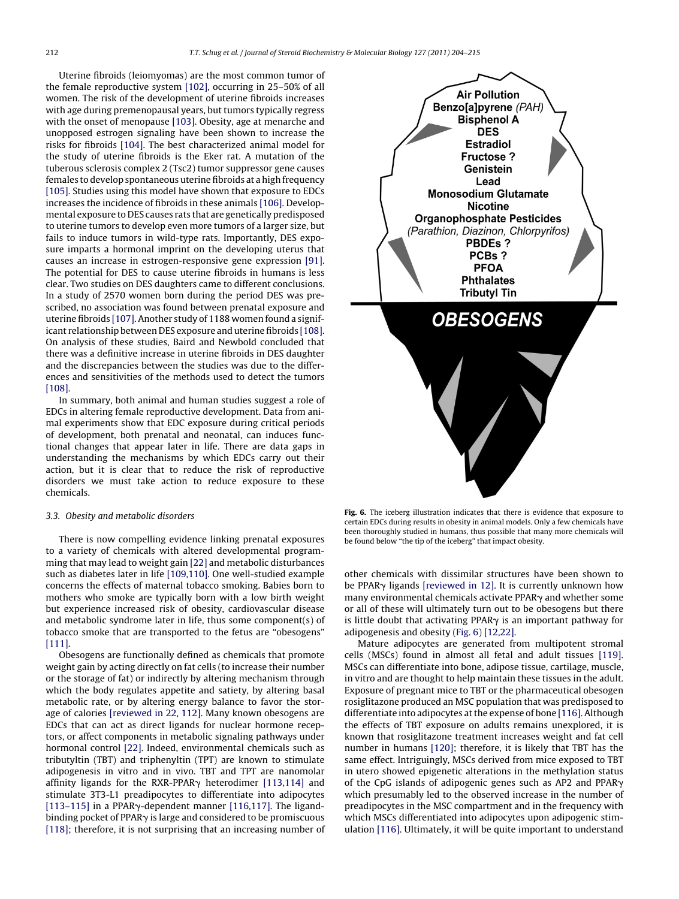Uterine fibroids (leiomyomas) are the most common tumor of the female reproductive system [102], occurring in 25–50% of all women. The risk of the development of uterine fibroids increases with age during premenopausal years, but tumors typically regress with the onset of menopause [103]. Obesity, age at menarche and unopposed estrogen signaling have been shown to increase the risks for fibroids [104]. The best characterized animal model for the study of uterine fibroids is the Eker rat. A mutation of the tuberous sclerosis complex 2 (Tsc2) tumor suppressor gene causes females to develop spontaneous uterine fibroids at a high frequency [105]. Studies using this model have shown that exposure to EDCs increases the incidence of fibroids in these animals [106]. Developmental exposure to DES causes rats that are genetically predisposed to uterine tumors to develop even more tumors of a larger size, but fails to induce tumors in wild-type rats. Importantly, DES exposure imparts a hormonal imprint on the developing uterus that causes an increase in estrogen-responsive gene expression [91]. The potential for DES to cause uterine fibroids in humans is less clear. Two studies on DES daughters came to different conclusions. In a study of 2570 women born during the period DES was prescribed, no association was found between prenatal exposure and uterine fibroids [107]. Another study of 1188 women found a significant relationship between DES exposure and uterine fibroids [108]. On analysis of these studies, Baird and Newbold concluded that there was a definitive increase in uterine fibroids in DES daughter and the discrepancies between the studies was due to the differences and sensitivities of the methods used to detect the tumors [108].

In summary, both animal and human studies suggest a role of EDCs in altering female reproductive development. Data from animal experiments show that EDC exposure during critical periods of development, both prenatal and neonatal, can induces functional changes that appear later in life. There are data gaps in understanding the mechanisms by which EDCs carry out their action, but it is clear that to reduce the risk of reproductive disorders we must take action to reduce exposure to these chemicals.

### 3.3. Obesity and metabolic disorders

There is now compelling evidence linking prenatal exposures to a variety of chemicals with altered developmental programming that may lead to weight gain [22] and metabolic disturbances such as diabetes later in life [109,110]. One well-studied example concerns the effects of maternal tobacco smoking. Babies born to mothers who smoke are typically born with a low birth weight but experience increased risk of obesity, cardiovascular disease and metabolic syndrome later in life, thus some component(s) of tobacco smoke that are transported to the fetus are "obesogens" [111].

Obesogens are functionally defined as chemicals that promote weight gain by acting directly on fat cells (to increase their number or the storage of fat) or indirectly by altering mechanism through which the body regulates appetite and satiety, by altering basal metabolic rate, or by altering energy balance to favor the storage of calories [reviewed in 22, 112]. Many known obesogens are EDCs that can act as direct ligands for nuclear hormone receptors, or affect components in metabolic signaling pathways under hormonal control [22]. Indeed, environmental chemicals such as tributyltin (TBT) and triphenyltin (TPT) are known to stimulate adipogenesis in vitro and in vivo. TBT and TPT are nanomolar affinity ligands for the RXR-PPARγ heterodimer [113,114] and stimulate 3T3-L1 preadipocytes to differentiate into adipocytes [113–115] in a PPARγ-dependent manner [116,117]. The ligand-binding pocket of PPARγ is large and considered to be promiscuous [118]; therefore, it is not surprising that an increasing number of other chemicals with dissimilar structures have been shown to be PPARγ ligands [reviewed in 12]. It is currently unknown how many environmental chemicals activate PPARγ and whether some or all of these will ultimately turn out to be obesogens but there is little doubt that activating PPARγ is an important pathway for adipogenesis and obesity (Fig. 6) [12,22].

**Fig. 6.** The iceberg illustration indicates that there is evidence that exposure to certain EDCs during results in obesity in animal models. Only a few chemicals have been thoroughly studied in humans, thus possible that many more chemicals will be found below "the tip of the iceberg" that impact obesity.

Mature adipocytes are generated from multipotent stromal cells (MSCs) found in almost all fetal and adult tissues [119]. MSCs can differentiate into bone, adipose tissue, cartilage, muscle, in vitro and are thought to help maintain these tissues in the adult. Exposure of pregnant mice to TBT or the pharmaceutical obesogen rosiglitazone produced an MSC population that was predisposed to differentiate into adipocytes at the expense of bone [116]. Although the effects of TBT exposure on adults remains unexplored, it is known that rosiglitazone treatment increases weight and fat cell number in humans [120]; therefore, it is likely that TBT has the same effect. Intriguingly, MSCs derived from mice exposed to TBT in utero showed epigenetic alterations in the methylation status of the CpG islands of adipogenic genes such as AP2 and PPARγ which presumably led to the observed increase in the number of preadipocytes in the MSC compartment and in the frequency with which MSCs differentiated into adipocytes upon adipogenic stimulation [116]. Ultimately, it will be quite important to understand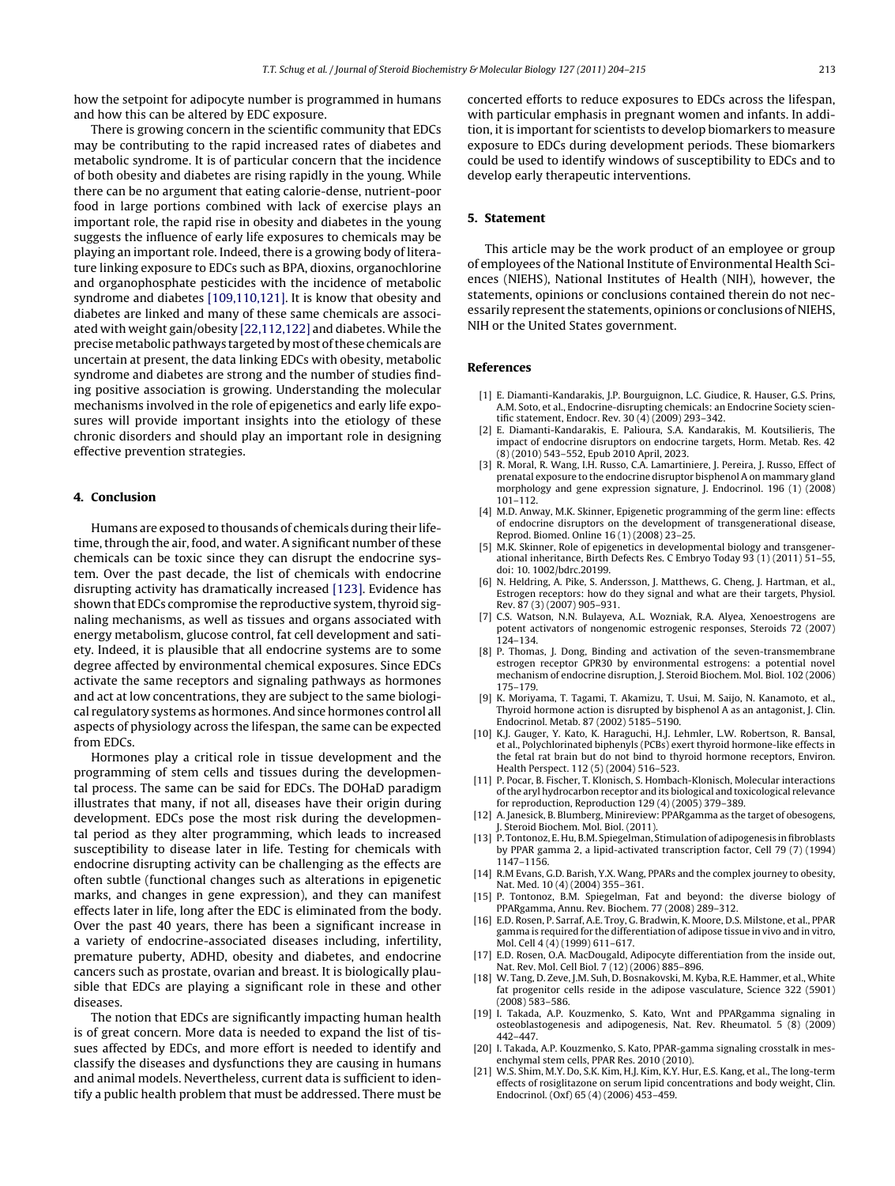how the setpoint for adipocyte number is programmed in humans and how this can be altered by EDC exposure.

There is growing concern in the scientific community that EDCs may be contributing to the rapid increased rates of diabetes and metabolic syndrome. It is of particular concern that the incidence of both obesity and diabetes are rising rapidly in the young. While there can be no argument that eating calorie-dense, nutrient-poor food in large portions combined with lack of exercise plays an important role, the rapid rise in obesity and diabetes in the young suggests the influence of early life exposures to chemicals may be playing an important role. Indeed, there is a growing body of literature linking exposure to EDCs such as BPA, dioxins, organochlorine and organophosphate pesticides with the incidence of metabolic syndrome and diabetes [109,110,121]. It is know that obesity and diabetes are linked and many of these same chemicals are associated with weight gain/obesity [22,112,122] and diabetes. While the precise metabolic pathways targeted by most of these chemicals are uncertain at present, the data linking EDCs with obesity, metabolic syndrome and diabetes are strong and the number of studies finding positive association is growing. Understanding the molecular mechanisms involved in the role of epigenetics and early life exposures will provide important insights into the etiology of these chronic disorders and should play an important role in designing effective prevention strategies.

## 4. Conclusion

Humans are exposed to thousands of chemicals during their lifetime, through the air, food, and water. A significant number of these chemicals can be toxic since they can disrupt the endocrine system. Over the past decade, the list of chemicals with endocrine disrupting activity has dramatically increased [123]. Evidence has shown that EDCs compromise the reproductive system, thyroid signaling mechanisms, as well as tissues and organs associated with energy metabolism, glucose control, fat cell development and satiety. Indeed, it is plausible that all endocrine systems are to some degree affected by environmental chemical exposures. Since EDCs activate the same receptors and signaling pathways as hormones and act at low concentrations, they are subject to the same biological regulatory systems as hormones. And since hormones control all aspects of physiology across the lifespan, the same can be expected from EDCs.

Hormones play a critical role in tissue development and the programming of stem cells and tissues during the developmental process. The same can be said for EDCs. The DOHaD paradigm illustrates that many, if not all, diseases have their origin during development. EDCs pose the most risk during the developmental period as they alter programming, which leads to increased susceptibility to disease later in life. Testing for chemicals with endocrine disrupting activity can be challenging as the effects are often subtle (functional changes such as alterations in epigenetic marks, and changes in gene expression), and they can manifest effects later in life, long after the EDC is eliminated from the body. Over the past 40 years, there has been a significant increase in a variety of endocrine-associated diseases including, infertility, premature puberty, ADHD, obesity and diabetes, and endocrine cancers such as prostate, ovarian and breast. It is biologically plausible that EDCs are playing a significant role in these and other diseases.

The notion that EDCs are significantly impacting human health is of great concern. More data is needed to expand the list of tissues affected by EDCs, and more effort is needed to identify and classify the diseases and dysfunctions they are causing in humans and animal models. Nevertheless, current data is sufficient to identify a public health problem that must be addressed. There must be concerted efforts to reduce exposures to EDCs across the lifespan, with particular emphasis in pregnant women and infants. In addition, it is important for scientists to develop biomarkers to measure exposure to EDCs during development periods. These biomarkers could be used to identify windows of susceptibility to EDCs and to develop early therapeutic interventions.

## 5. Statement

This article may be the work product of an employee or group of employees of the National Institute of Environmental Health Sciences (NIEHS), National Institutes of Health (NIH), however, the statements, opinions or conclusions contained therein do not necessarily represent the statements, opinions or conclusions of NIEHS, NIH or the United States government.

## References

[1] E. Diamanti-Kandarakis, J.P. Bourguignon, L.C. Giudice, R. Hauser, G.S. Prins, A.M. Soto, et al., Endocrine-disrupting chemicals: an Endocrine Society scientific statement, Endocr. Rev. 30 (4) (2009) 293–342.

[2] E. Diamanti-Kandarakis, E. Palioura, S.A. Kandarakis, M. Koutsilieris, The impact of endocrine disruptors on endocrine targets, Horm. Metab. Res. 42 (8) (2010) 543–552, Epub 2010 April, 2023.

[3] R. Moral, R. Wang, I.H. Russo, C.A. Lamartiniere, J. Pereira, J. Russo, Effect of prenatal exposure to the endocrine disruptor bisphenol A on mammary gland morphology and gene expression signature, J. Endocrinol. 196 (1) (2008) 101–112.

[4] M.D. Anway, M.K. Skinner, Epigenetic programming of the germ line: effects of endocrine disruptors on the development of transgenerational disease, Reprod. Biomed. Online 16 (1) (2008) 23–25.

[5] M.K. Skinner, Role of epigenetics in developmental biology and transgenerational inheritance, Birth Defects Res. C Embryo Today 93 (1) (2011) 51–55, doi: 10. 1002/bdrc.20199.

[6] N. Heldring, A. Pike, S. Andersson, J. Matthews, G. Cheng, J. Hartman, et al., Estrogen receptors: how do they signal and what are their targets, Physiol. Rev. 87 (3) (2007) 905–931.

[7] C.S. Watson, N.N. Bulayeva, A.L. Wozniak, R.A. Alyea, Xenoestrogens are potent activators of nongenomic estrogenic responses, Steroids 72 (2007) 124–134.

[8] P. Thomas, J. Dong, Binding and activation of the seven-transmembrane estrogen receptor GPR30 by environmental estrogens: a potential novel mechanism of endocrine disruption, J. Steroid Biochem. Mol. Biol. 102 (2006) 175–179.

[9] K. Moriyama, T. Tagami, T. Akamizu, T. Usui, M. Saijo, N. Kanamoto, et al., Thyroid hormone action is disrupted by bisphenol A as an antagonist, J. Clin. Endocrinol. Metab. 87 (2002) 5185–5190.

[10] K.J. Gauger, Y. Kato, K. Haraguchi, H.J. Lehmler, L.W. Robertson, R. Bansal, et al., Polychlorinated biphenyls (PCBs) exert thyroid hormone-like effects in the fetal rat brain but do not bind to thyroid hormone receptors, Environ. Health Perspect. 112 (5) (2004) 516–523.

[11] P. Pocar, B. Fischer, T. Klonisch, S. Hombach-Klonisch, Molecular interactions of the aryl hydrocarbon receptor and its biological and toxicological relevance for reproduction, Reproduction 129 (4) (2005) 379–389.

[12] A. Janesick, B. Blumberg, Minireview: PPARgamma as the target of obesogens, J. Steroid Biochem. Mol. Biol. (2011).

[13] P. Tontonoz, E. Hu, B.M. Spiegelman, Stimulation of adipogenesis in fibroblasts by PPAR gamma 2, a lipid-activated transcription factor, Cell 79 (7) (1994) 1147–1156.

[14] R.M Evans, G.D. Barish, Y.X. Wang, PPARs and the complex journey to obesity, Nat. Med. 10 (4) (2004) 355–361.

[15] P. Tontonoz, B.M. Spiegelman, Fat and beyond: the diverse biology of PPARgamma, Annu. Rev. Biochem. 77 (2008) 289–312.

[16] E.D. Rosen, P. Sarraf, A.E. Troy, G. Bradwin, K. Moore, D.S. Milstone, et al., PPAR gamma is required for the differentiation of adipose tissue in vivo and in vitro, Mol. Cell 4 (4) (1999) 611–617.

[17] E.D. Rosen, O.A. MacDougald, Adipocyte differentiation from the inside out, Nat. Rev. Mol. Cell Biol. 7 (12) (2006) 885–896.

[18] W. Tang, D. Zeve, J.M. Suh, D. Bosnakovski, M. Kyba, R.E. Hammer, et al., White fat progenitor cells reside in the adipose vasculature, Science 322 (5901) (2008) 583–586.

[19] I. Takada, A.P. Kouzmenko, S. Kato, Wnt and PPARgamma signaling in osteoblastogenesis and adipogenesis, Nat. Rev. Rheumatol. 5 (8) (2009) 442–447.

[20] I. Takada, A.P. Kouzmenko, S. Kato, PPAR-gamma signaling crosstalk in mesenchymal stem cells, PPAR Res. 2010 (2010).

[21] W.S. Shim, M.Y. Do, S.K. Kim, H.J. Kim, K.Y. Hur, E.S. Kang, et al., The long-term effects of rosiglitazone on serum lipid concentrations and body weight, Clin. Endocrinol. (Oxf) 65 (4) (2006) 453–459.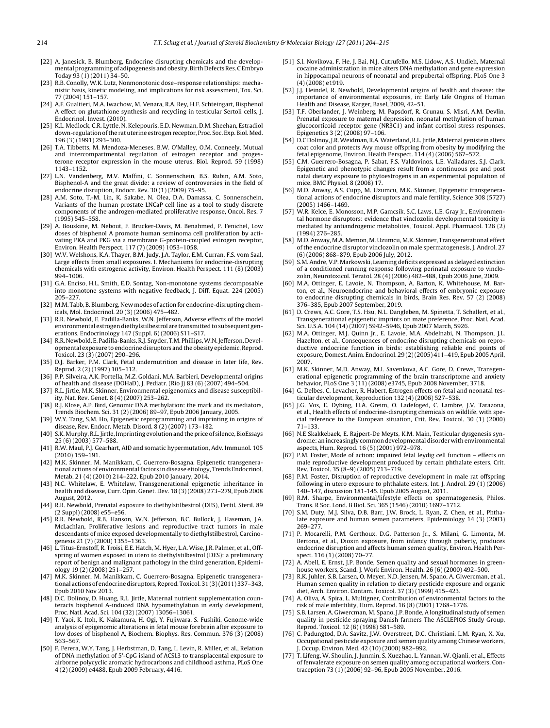[22] A. Janesick, B. Blumberg, Endocrine disrupting chemicals and the developmental programming of adipogenesis and obesity, Birth Defects Res. C Embryo Today 93 (1) (2011) 34–50.

[23] R.B. Conolly, W.K. Lutz, Nonmonotonic dose–response relationships: mechanistic basis, kinetic modeling, and implications for risk assessment, Tox. Sci. 77 (2004) 151–157.

[24] A.F. Gualtieri, M.A. Iwachow, M. Venara, R.A. Rey, H.F. Schteingart, Bisphenol A effect on glutathione synthesis and recycling in testicular Sertoli cells, J. Endocrinol. Invest. (2010).

[25] K.L. Medlock, C.R. Lyttle, N. Kelepouris, E.D. Newman, D.M. Sheehan, Estradiol down-regulation of the rat uterine estrogen receptor, Proc. Soc. Exp. Biol. Med. 196 (3) (1991) 293–300.

[26] T.A. Tibbetts, M. Mendoza-Meneses, B.W. O'Malley, O.M. Conneely, Mutual and intercompartmental regulation of estrogen receptor and progesterone receptor expression in the mouse uterus, Biol. Reprod. 59 (1998) 1143–1152.

[27] L.N. Vandenberg, M.V. Maffini, C. Sonnenschein, B.S. Rubin, A.M. Soto, Bisphenol-A and the great divide: a review of controversies in the field of endocrine disruption, Endocr. Rev. 30 (1) (2009) 75–95.

[28] A.M. Soto, T.-M. Lin, K. Sakabe, N. Olea, D.A. Damassa, C. Sonnenschein, Variants of the human prostate LNCaP cell line as a tool to study discrete components of the androgen-mediated proliferative response, Oncol. Res. 7 (1995) 545–558.

[29] A. Bouskine, M. Nebout, F. Brucker-Davis, M. Benahmed, P. Fenichel, Low doses of bisphenol A promote human seminoma cell proliferation by activating PKA and PKG via a membrane G-protein-coupled estrogen receptor, Environ. Health Perspect. 117 (7) (2009) 1053–1058.

[30] W.V. Welshons, K.A. Thayer, B.M. Judy, J.A. Taylor, E.M. Curran, F.S. vom Saal, Large effects from small exposures. I. Mechanisms for endocrine-disrupting chemicals with estrogenic activity, Environ. Health Perspect. 111 (8) (2003) 994–1006.

[31] G.A. Enciso, H.L. Smith, E.D. Sontag, Non-monotone systems decomposable into monotone systems with negative feedback, J. Diff. Equat. 224 (2005) 205–227.

[32] M.M. Tabb, B. Blumberg, New modes of action for endocrine-disrupting chemicals, Mol. Endocrinol. 20 (3) (2006) 475–482.

[33] R.R. Newbold, E. Padilla-Banks, W.N. Jefferson, Adverse effects of the model environmental estrogen diethylstilbestrol are transmitted to subsequent generations, Endocrinology 147 (Suppl. 6) (2006) S11–S17.

[34] R.R. Newbold, E. Padilla-Banks, R.J. Snyder, T.M. Phillips, W.N. Jefferson, Developmental exposure to endocrine disruptors and the obesity epidemic, Reprod. Toxicol. 23 (3) (2007) 290–296.

[35] D.J. Barker, P.M. Clark, Fetal undernutrition and disease in later life, Rev. Reprod. 2 (2) (1997) 105–112.

[36] P.P. Silveira, A.K. Portella, M.Z. Goldani, M.A. Barbieri, Developmental origins of health and disease (DOHaD), J. Pediatr. (Rio J) 83 (6) (2007) 494–504.

[37] R.L. Jirtle, M.K. Skinner, Environmental epigenomics and disease susceptibility, Nat. Rev. Genet. 8 (4) (2007) 253–262.

[38] R.J. Klose, A.P. Bird, Genomic DNA methylation: the mark and its mediators, Trends Biochem. Sci. 31 (2) (2006) 89–97, Epub 2006 January, 2005.

[39] W.Y. Tang, S.M. Ho, Epigenetic reprogramming and imprinting in origins of disease, Rev. Endocr. Metab. Disord. 8 (2) (2007) 173–182.

[40] S.K. Murphy, R.L. Jirtle, Imprinting evolution and the price of silence, BioEssays 25 (6) (2003) 577–588.

[41] R.W. Maul, P.J. Gearhart, AID and somatic hypermutation, Adv. Immunol. 105 (2010) 159–191.

[42] M.K. Skinner, M. Manikkam, C. Guerrero-Bosagna, Epigenetic transgenerational actions of environmental factors in disease etiology, Trends Endocrinol. Metab. 21 (4) (2010) 214–222, Epub 2010 January, 2014.

[43] N.C. Whitelaw, E. Whitelaw, Transgenerational epigenetic inheritance in health and disease, Curr. Opin. Genet. Dev. 18 (3) (2008) 273–279, Epub 2008 August, 2012.

[44] R.R. Newbold, Prenatal exposure to diethylstilbestrol (DES), Fertil. Steril. 89 (2 Suppl) (2008) e55–e56.

[45] R.R. Newbold, R.B. Hanson, W.N. Jefferson, B.C. Bullock, J. Haseman, J.A. McLachlan, Proliferative lesions and reproductive tract tumors in male descendants of mice exposed developmentally to diethylstilbestrol, Carcinogenesis 21 (7) (2000) 1355–1363.

[46] L. Titus-Ernstoff, R. Troisi, E.E. Hatch, M. Hyer, L.A. Wise, J.R. Palmer, et al., Offspring of women exposed in utero to diethylstilbestrol (DES): a preliminary report of benign and malignant pathology in the third generation, Epidemiology 19 (2) (2008) 251–257.

[47] M.K. Skinner, M. Manikkam, C. Guerrero-Bosagna, Epigenetic transgenerational actions of endocrine disruptors, Reprod. Toxicol. 31 (3) (2011) 337–343, Epub 2010 Nov 2013.

[48] D.C. Dolinoy, D. Huang, R.L. Jirtle, Maternal nutrient supplementation counteracts bisphenol A-induced DNA hypomethylation in early development, Proc. Natl. Acad. Sci. 104 (32) (2007) 13056–13061.

[49] T. Yaoi, K. Itoh, K. Nakamura, H. Ogi, Y. Fujiwara, S. Fushiki, Genome-wide analysis of epigenomic alterations in fetal mouse forebrain after exposure to low doses of bisphenol A, Biochem. Biophys. Res. Commun. 376 (3) (2008) 563–567.

[50] F. Perera, W.Y. Tang, J. Herbstman, D. Tang, L. Levin, R. Miller, et al., Relation of DNA methylation of 5'-CpG island of ACSL3 to transplacental exposure to airborne polycyclic aromatic hydrocarbons and childhood asthma, PLoS One 4 (2) (2009) e4488, Epub 2009 February, 4416.

[51] S.I. Novikova, F. He, J. Bai, N.J. Cutrufello, M.S. Lidow, A.S. Undieh, Maternal cocaine administration in mice alters DNA methylation and gene expression in hippocampal neurons of neonatal and prepubertal offspring, PLoS One 3 (4) (2008) e1919.

[52] J.J. Heindel, R. Newbold, Developmental origins of health and disease: the importance of environmental exposures, in: Early Life Origins of Human Health and Disease, Karger, Basel, 2009, 42–51.

[53] T.F. Oberlander, J. Weinberg, M. Papsdorf, R. Grunau, S. Misri, A.M. Devlin, Prenatal exposure to maternal depression, neonatal methylation of human glucocorticoid receptor gene (NR3C1) and infant cortisol stress responses, Epigenetics 3 (2) (2008) 97–106.

[54] D.C Dolinoy, J.R. Weidman, R.A. Waterland, R.L. Jirtle, Maternal genistein alters coat color and protects Avy mouse offspring from obesity by modifying the fetal epigenome, Environ. Health Perspect. 114 (4) (2006) 567–572.

[55] C.M. Guerrero-Bosagna, P. Sabat, F.S. Valdovinos, L.E. Valladares, S.J. Clark, Epigenetic and phenotypic changes result from a continuous pre and post natal dietary exposure to phytoestrogens in an experimental population of mice, BMC Physiol. 8 (2008) 17.

[56] M.D. Anway, A.S. Cupp, M. Uzumcu, M.K. Skinner, Epigenetic transgenerational actions of endocrine disruptors and male fertility, Science 308 (5727) (2005) 1466–1469.

[57] W.R. Kelce, E. Monosson, M.P. Gamcsik, S.C. Laws, L.E. Gray Jr., Environmental hormone disruptors: evidence that vinclozolin developmental toxicity is mediated by antiandrogenic metabolites, Toxicol. Appl. Pharmacol. 126 (2) (1994) 276–285.

[58] M.D. Anway, M.A. Memon, M. Uzumcu, M.K. Skinner, Transgenerational effect of the endocrine disruptor vinclozolin on male spermatogenesis, J. Androl. 27 (6) (2006) 868–879, Epub 2006 July, 2012.

[59] S.M. Andre, V.P. Markowski, Learning deficits expressed as delayed extinction of a conditioned running response following perinatal exposure to vinclozolin, Neurotoxicol. Teratol. 28 (4) (2006) 482–488, Epub 2006 June, 2009.

[60] M.A. Ottinger, E. Lavoie, N. Thompson, A. Barton, K. Whitehouse, M. Barton, et al., Neuroendocrine and behavioral effects of embryonic exposure to endocrine disrupting chemicals in birds, Brain Res. Rev. 57 (2) (2008) 376–385, Epub 2007 September, 2019.

[61] D. Crews, A.C. Gore, T.S. Hsu, N.L. Dangleben, M. Spinetta, T. Schallert, et al., Transgenerational epigenetic imprints on mate preference, Proc. Natl. Acad. Sci. U.S.A. 104 (14) (2007) 5942–5946, Epub 2007 March, 5926.

[62] M.A. Ottinger, M.J. Quinn Jr., E. Lavoie, M.A. Abdelnabi, N. Thompson, J.L. Hazelton, et al., Consequences of endocrine disrupting chemicals on reproductive endocrine function in birds: establishing reliable end points of exposure, Domest. Anim. Endocrinol. 29 (2) (2005) 411–419, Epub 2005 April, 2007.

[63] M.K. Skinner, M.D. Anway, M.I. Savenkova, A.C. Gore, D. Crews, Transgenerational epigenetic programming of the brain transcriptome and anxiety behavior, PLoS One 3 (11) (2008) e3745, Epub 2008 November, 3718.

[64] G. Delbes, C. Levacher, R. Habert, Estrogen effects on fetal and neonatal testicular development, Reproduction 132 (4) (2006) 527–538.

[65] J.G. Vos, E. Dybing, H.A. Greim, O. Ladefoged, C. Lambre, J.V. Tarazona, et al., Health effects of endocrine-disrupting chemicals on wildlife, with special reference to the European situation, Crit. Rev. Toxicol. 30 (1) (2000) 71–133.

[66] N.E Skakkebaek, E. Rajpert-De Meyts, K.M. Main, Testicular dysgenesis syndrome: an increasingly common developmental disorder with environmental aspects, Hum. Reprod. 16 (5) (2001) 972–978.

[67] P.M. Foster, Mode of action: impaired fetal leydig cell function – effects on male reproductive development produced by certain phthalate esters, Crit. Rev. Toxicol. 35 (8–9) (2005) 713–719.

[68] P.M. Foster, Disruption of reproductive development in male rat offspring following in utero exposure to phthalate esters, Int. J. Androl. 29 (1) (2006) 140–147, discussion 181-145. Epub 2005 August, 2011.

[69] R.M. Sharpe, Environmental/lifestyle effects on spermatogenesis, Philos. Trans. R Soc. Lond. B Biol. Sci. 365 (1546) (2010) 1697–1712.

[70] S.M. Duty, M.J. Silva, D.B. Barr, J.W. Brock, L. Ryan, Z. Chen, et al., Phthalate exposure and human semen parameters, Epidemiology 14 (3) (2003) 269–277.

[71] P. Mocarelli, P.M. Gerthoux, D.G. Patterson Jr., S. Milani, G. Limonta, M. Bertona, et al., Dioxin exposure, from infancy through puberty, produces endocrine disruption and affects human semen quality, Environ. Health Perspect. 116 (1) (2008) 70–77.

[72] A. Abell, E. Ernst, J.P. Bonde, Semen quality and sexual hormones in greenhouse workers, Scand. J. Work Environ. Health. 26 (6) (2000) 492–500.

[73] R.K. Juhler, S.B. Larsen, O. Meyer, N.D. Jensen, M. Spano, A. Giwercman, et al., Human semen quality in relation to dietary pesticide exposure and organic diet, Arch. Environ. Contam. Toxicol. 37 (3) (1999) 415–423.

[74] A. Oliva, A. Spira, L. Multigner, Contribution of environmental factors to the risk of male infertility, Hum. Reprod. 16 (8) (2001) 1768–1776.

[75] S.B. Larsen, A. Giwercman, M. Spano, J.P. Bonde, A longitudinal study of semen quality in pesticide spraying Danish farmers The ASCLEPIOS Study Group, Reprod. Toxicol. 12 (6) (1998) 581–589.

[76] C. Padungtod, D.A. Savitz, J.W. Overstreet, D.C. Christiani, L.M. Ryan, X. Xu, Occupational pesticide exposure and semen quality among Chinese workers, J. Occup. Environ. Med. 42 (10) (2000) 982–992.

[77] T. Lifeng, W. Shoulin, J. Junmin, S. Xuezhao, L. Yannan, W. Qianli, et al., Effects of fenvalerate exposure on semen quality among occupational workers, Contraception 73 (1) (2006) 92–96, Epub 2005 November, 2016.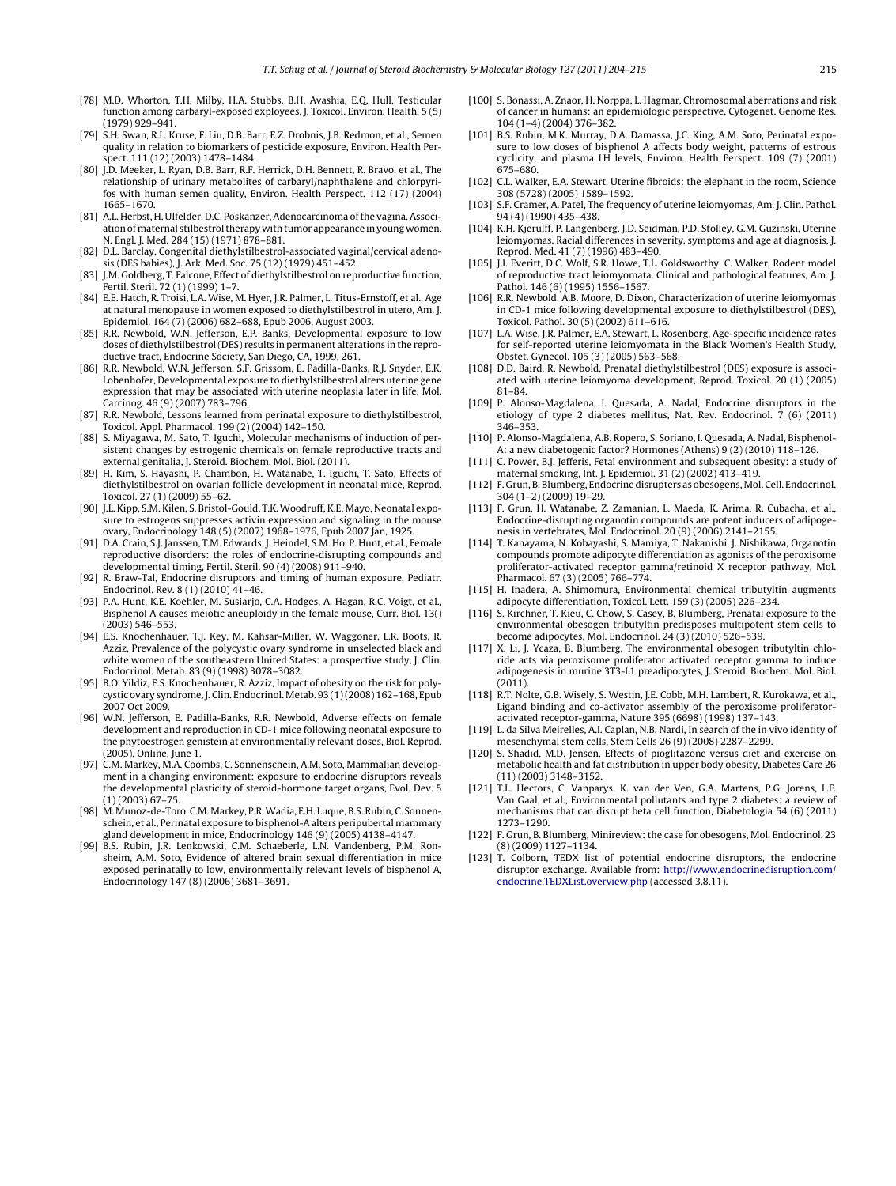[78] M.D. Whorton, T.H. Milby, H.A. Stubbs, B.H. Avashia, E.Q. Hull, Testicular function among carbaryl-exposed exployees, J. Toxicol. Environ. Health. 5 (5) (1979) 929–941.

[79] S.H. Swan, R.L. Kruse, F. Liu, D.B. Barr, E.Z. Drobnis, J.B. Redmon, et al., Semen quality in relation to biomarkers of pesticide exposure, Environ. Health Perspect. 111 (12) (2003) 1478–1484.

[80] J.D. Meeker, L. Ryan, D.B. Barr, R.F. Herrick, D.H. Bennett, R. Bravo, et al., The relationship of urinary metabolites of carbaryl/naphthalene and chlorpyrifos with human semen quality, Environ. Health Perspect. 112 (17) (2004) 1665–1670.

[81] A.L. Herbst, H. Ulfelder, D.C. Poskanzer, Adenocarcinoma of the vagina. Association of maternal stilbestrol therapy with tumor appearance in young women, N. Engl. J. Med. 284 (15) (1971) 878–881.

[82] D.L. Barclay, Congenital diethylstilbestrol-associated vaginal/cervical adenosis (DES babies), J. Ark. Med. Soc. 75 (12) (1979) 451–452.

[83] J.M. Goldberg, T. Falcone, Effect of diethylstilbestrol on reproductive function, Fertil. Steril. 72 (1) (1999) 1–7.

[84] E.E. Hatch, R. Troisi, L.A. Wise, M. Hyer, J.R. Palmer, L. Titus-Ernstoff, et al., Age at natural menopause in women exposed to diethylstilbestrol in utero, Am. J. Epidemiol. 164 (7) (2006) 682–688, Epub 2006, August 2003.

[85] R.R. Newbold, W.N. Jefferson, E.P. Banks, Developmental exposure to low doses of diethylstilbestrol (DES) results in permanent alterations in the reproductive tract, Endocrine Society, San Diego, CA, 1999, 261.

[86] R.R. Newbold, W.N. Jefferson, S.F. Grissom, E. Padilla-Banks, R.J. Snyder, E.K. Lobenhofer, Developmental exposure to diethylstilbestrol alters uterine gene expression that may be associated with uterine neoplasia later in life, Mol. Carcinog. 46 (9) (2007) 783–796.

[87] R.R. Newbold, Lessons learned from perinatal exposure to diethylstilbestrol, Toxicol. Appl. Pharmacol. 199 (2) (2004) 142–150.

[88] S. Miyagawa, M. Sato, T. Iguchi, Molecular mechanisms of induction of persistent changes by estrogenic chemicals on female reproductive tracts and external genitalia, J. Steroid. Biochem. Mol. Biol. (2011).

[89] H. Kim, S. Hayashi, P. Chambon, H. Watanabe, T. Iguchi, T. Sato, Effects of diethylstilbestrol on ovarian follicle development in neonatal mice, Reprod. Toxicol. 27 (1) (2009) 55–62.

[90] J.L. Kipp, S.M. Kilen, S. Bristol-Gould, T.K. Woodruff, K.E. Mayo, Neonatal exposure to estrogens suppresses activin expression and signaling in the mouse ovary, Endocrinology 148 (5) (2007) 1968–1976, Epub 2007 Jan, 1925.

[91] D.A. Crain, S.J. Janssen, T.M. Edwards, J. Heindel, S.M. Ho, P. Hunt, et al., Female reproductive disorders: the roles of endocrine-disrupting compounds and developmental timing, Fertil. Steril. 90 (4) (2008) 911–940.

[92] R. Braw-Tal, Endocrine disruptors and timing of human exposure, Pediatr. Endocrinol. Rev. 8 (1) (2010) 41–46.

[93] P.A. Hunt, K.E. Koehler, M. Susiarjo, C.A. Hodges, A. Hagan, R.C. Voigt, et al., Bisphenol A causes meiotic aneuploidy in the female mouse, Curr. Biol. 13() (2003) 546–553.

[94] E.S. Knochenhauer, T.J. Key, M. Kahsar-Miller, W. Waggoner, L.R. Boots, R. Azziz, Prevalence of the polycystic ovary syndrome in unselected black and white women of the southeastern United States: a prospective study, J. Clin. Endocrinol. Metab. 83 (9) (1998) 3078–3082.

[95] B.O. Yildiz, E.S. Knochenhauer, R. Azziz, Impact of obesity on the risk for polycystic ovary syndrome, J. Clin. Endocrinol. Metab. 93 (1) (2008) 162–168, Epub 2007 Oct 2009.

[96] W.N. Jefferson, E. Padilla-Banks, R.R. Newbold, Adverse effects on female development and reproduction in CD-1 mice following neonatal exposure to the phytoestrogen genistein at environmentally relevant doses, Biol. Reprod. (2005), Online, June 1.

[97] C.M. Markey, M.A. Coombs, C. Sonnenschein, A.M. Soto, Mammalian development in a changing environment: exposure to endocrine disruptors reveals the developmental plasticity of steroid-hormone target organs, Evol. Dev. 5 (1) (2003) 67–75.

[98] M. Munoz-de-Toro, C.M. Markey, P.R. Wadia, E.H. Luque, B.S. Rubin, C. Sonnenschein, et al., Perinatal exposure to bisphenol-A alters peripubertal mammary gland development in mice, Endocrinology 146 (9) (2005) 4138–4147.

[99] B.S. Rubin, J.R. Lenkowski, C.M. Schaeberle, L.N. Vandenberg, P.M. Ronsheim, A.M. Soto, Evidence of altered brain sexual differentiation in mice exposed perinatally to low, environmentally relevant levels of bisphenol A, Endocrinology 147 (8) (2006) 3681–3691.

[100] S. Bonassi, A. Znaor, H. Norppa, L. Hagmar, Chromosomal aberrations and risk of cancer in humans: an epidemiologic perspective, Cytogenet. Genome Res. 104 (1–4) (2004) 376–382.

[101] B.S. Rubin, M.K. Murray, D.A. Damassa, J.C. King, A.M. Soto, Perinatal exposure to low doses of bisphenol A affects body weight, patterns of estrous cyclicity, and plasma LH levels, Environ. Health Perspect. 109 (7) (2001) 675–680.

[102] C.L. Walker, E.A. Stewart, Uterine fibroids: the elephant in the room, Science 308 (5728) (2005) 1589–1592.

[103] S.F. Cramer, A. Patel, The frequency of uterine leiomyomas, Am. J. Clin. Pathol. 94 (4) (1990) 435–438.

[104] K.H. Kjerulff, P. Langenberg, J.D. Seidman, P.D. Stolley, G.M. Guzinski, Uterine leiomyomas. Racial differences in severity, symptoms and age at diagnosis, J. Reprod. Med. 41 (7) (1996) 483–490.

[105] J.I. Everitt, D.C. Wolf, S.R. Howe, T.L. Goldsworthy, C. Walker, Rodent model of reproductive tract leiomyomata. Clinical and pathological features, Am. J. Pathol. 146 (6) (1995) 1556–1567.

[106] R.R. Newbold, A.B. Moore, D. Dixon, Characterization of uterine leiomyomas in CD-1 mice following developmental exposure to diethylstilbestrol (DES), Toxicol. Pathol. 30 (5) (2002) 611–616.

[107] L.A. Wise, J.R. Palmer, E.A. Stewart, L. Rosenberg, Age-specific incidence rates for self-reported uterine leiomyomata in the Black Women's Health Study, Obstet. Gynecol. 105 (3) (2005) 563–568.

[108] D.D. Baird, R. Newbold, Prenatal diethylstilbestrol (DES) exposure is associated with uterine leiomyoma development, Reprod. Toxicol. 20 (1) (2005) 81–84.

[109] P. Alonso-Magdalena, I. Quesada, A. Nadal, Endocrine disruptors in the etiology of type 2 diabetes mellitus, Nat. Rev. Endocrinol. 7 (6) (2011) 346–353.

[110] P. Alonso-Magdalena, A.B. Ropero, S. Soriano, I. Quesada, A. Nadal, Bisphenol-A: a new diabetogenic factor? Hormones (Athens) 9 (2) (2010) 118–126.

[111] C. Power, B.J. Jefferis, Fetal environment and subsequent obesity: a study of maternal smoking, Int. J. Epidemiol. 31 (2) (2002) 413–419.

[112] F. Grun, B. Blumberg, Endocrine disrupters as obesogens, Mol. Cell. Endocrinol. 304 (1–2) (2009) 19–29.

[113] F. Grun, H. Watanabe, Z. Zamanian, L. Maeda, K. Arima, R. Cubacha, et al., Endocrine-disrupting organotin compounds are potent inducers of adipogenesis in vertebrates, Mol. Endocrinol. 20 (9) (2006) 2141–2155.

[114] T. Kanayama, N. Kobayashi, S. Mamiya, T. Nakanishi, J. Nishikawa, Organotin compounds promote adipocyte differentiation as agonists of the peroxisome proliferator-activated receptor gamma/retinoid X receptor pathway, Mol. Pharmacol. 67 (3) (2005) 766–774.

[115] H. Inadera, A. Shimomura, Environmental chemical tributyltin augments adipocyte differentiation, Toxicol. Lett. 159 (3) (2005) 226–234.

[116] S. Kirchner, T. Kieu, C. Chow, S. Casey, B. Blumberg, Prenatal exposure to the environmental obesogen tributyltin predisposes multipotent stem cells to become adipocytes, Mol. Endocrinol. 24 (3) (2010) 526–539.

[117] X. Li, J. Ycaza, B. Blumberg, The environmental obesogen tributyltin chloride acts via peroxisome proliferator activated receptor gamma to induce adipogenesis in murine 3T3-L1 preadipocytes, J. Steroid. Biochem. Mol. Biol. (2011).

[118] R.T. Nolte, G.B. Wisely, S. Westin, J.E. Cobb, M.H. Lambert, R. Kurokawa, et al., Ligand binding and co-activator assembly of the peroxisome proliferator-activated receptor-gamma, Nature 395 (6698) (1998) 137–143.

[119] L. da Silva Meirelles, A.I. Caplan, N.B. Nardi, In search of the in vivo identity of mesenchymal stem cells, Stem Cells 26 (9) (2008) 2287–2299.

[120] S. Shadid, M.D. Jensen, Effects of pioglitazone versus diet and exercise on metabolic health and fat distribution in upper body obesity, Diabetes Care 26 (11) (2003) 3148–3152.

[121] T.L. Hectors, C. Vanparys, K. van der Ven, G.A. Martens, P.G. Jorens, L.F. Van Gaal, et al., Environmental pollutants and type 2 diabetes: a review of mechanisms that can disrupt beta cell function, Diabetologia 54 (6) (2011) 1273–1290.

[122] F. Grun, B. Blumberg, Minireview: the case for obesogens, Mol. Endocrinol. 23 (8) (2009) 1127–1134.

[123] T. Colborn, TEDX list of potential endocrine disruptors, the endocrine disruptor exchange. Available from: http://www.endocrinedisruption.com/endocrine.TEDXList.overview.php (accessed 3.8.11).